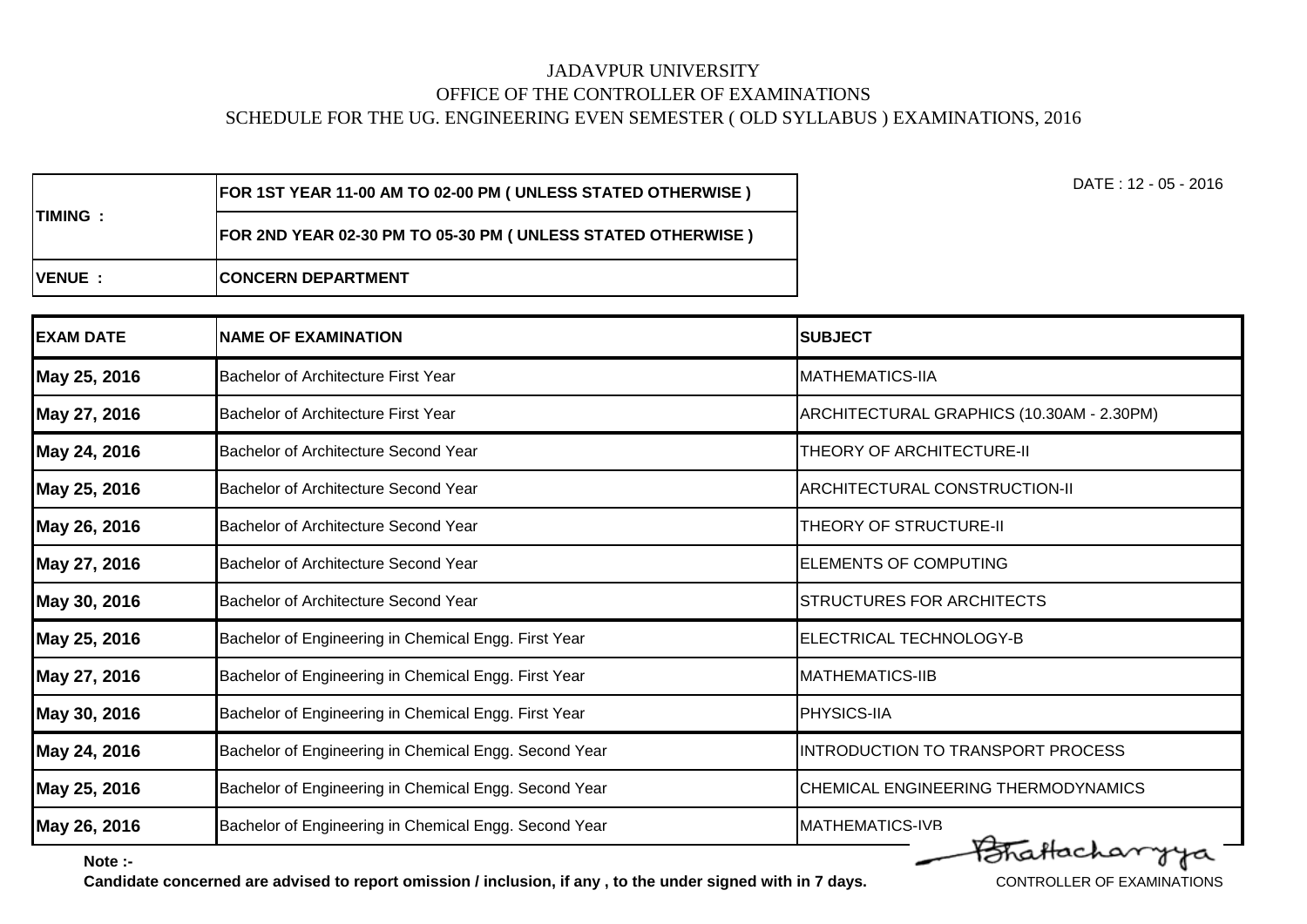# JADAVPUR UNIVERSITY

## OFFICE OF THE CONTROLLER OF EXAMINATIONS

### SCHEDULE FOR THE UG. ENGINEERING EVEN SEMESTER ( OLD SYLLABUS ) EXAMINATIONS, 2016

DATE : 12 - 05 - 2016

| | |
|---|---|
| **TIMING :** | **FOR 1ST YEAR 11-00 AM TO 02-00 PM ( UNLESS STATED OTHERWISE )** |
| | **FOR 2ND YEAR 02-30 PM TO 05-30 PM ( UNLESS STATED OTHERWISE )** |
| **VENUE :** | **CONCERN DEPARTMENT** |

| EXAM DATE | NAME OF EXAMINATION | SUBJECT |
|---|---|---|
| **May 25, 2016** | Bachelor of Architecture First Year | MATHEMATICS-IIA |
| **May 27, 2016** | Bachelor of Architecture First Year | ARCHITECTURAL GRAPHICS (10.30AM - 2.30PM) |
| **May 24, 2016** | Bachelor of Architecture Second Year | THEORY OF ARCHITECTURE-II |
| **May 25, 2016** | Bachelor of Architecture Second Year | ARCHITECTURAL CONSTRUCTION-II |
| **May 26, 2016** | Bachelor of Architecture Second Year | THEORY OF STRUCTURE-II |
| **May 27, 2016** | Bachelor of Architecture Second Year | ELEMENTS OF COMPUTING |
| **May 30, 2016** | Bachelor of Architecture Second Year | STRUCTURES FOR ARCHITECTS |
| **May 25, 2016** | Bachelor of Engineering in Chemical Engg. First Year | ELECTRICAL TECHNOLOGY-B |
| **May 27, 2016** | Bachelor of Engineering in Chemical Engg. First Year | MATHEMATICS-IIB |
| **May 30, 2016** | Bachelor of Engineering in Chemical Engg. First Year | PHYSICS-IIA |
| **May 24, 2016** | Bachelor of Engineering in Chemical Engg. Second Year | INTRODUCTION TO TRANSPORT PROCESS |
| **May 25, 2016** | Bachelor of Engineering in Chemical Engg. Second Year | CHEMICAL ENGINEERING THERMODYNAMICS |
| **May 26, 2016** | Bachelor of Engineering in Chemical Engg. Second Year | MATHEMATICS-IVB |

**Note :-**

**Candidate concerned are advised to report omission / inclusion, if any , to the under signed with in 7 days.**

Bhattacharyya

CONTROLLER OF EXAMINATIONS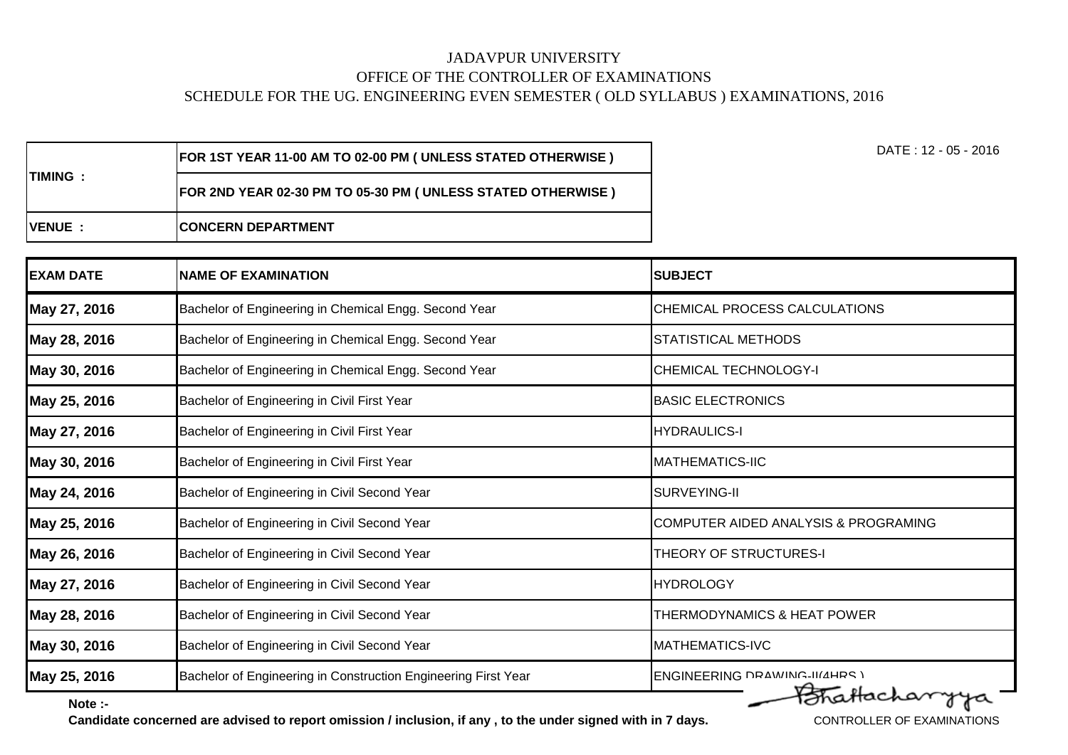JADAVPUR UNIVERSITY

OFFICE OF THE CONTROLLER OF EXAMINATIONS

SCHEDULE FOR THE UG. ENGINEERING EVEN SEMESTER ( OLD SYLLABUS ) EXAMINATIONS, 2016

DATE : 12 - 05 - 2016

| | |
|---|---|
| **TIMING :** | **FOR 1ST YEAR 11-00 AM TO 02-00 PM ( UNLESS STATED OTHERWISE )** |
| | **FOR 2ND YEAR 02-30 PM TO 05-30 PM ( UNLESS STATED OTHERWISE )** |
| **VENUE :** | **CONCERN DEPARTMENT** |

| **EXAM DATE** | **NAME OF EXAMINATION** | **SUBJECT** |
|---|---|---|
| **May 27, 2016** | Bachelor of Engineering in Chemical Engg. Second Year | CHEMICAL PROCESS CALCULATIONS |
| **May 28, 2016** | Bachelor of Engineering in Chemical Engg. Second Year | STATISTICAL METHODS |
| **May 30, 2016** | Bachelor of Engineering in Chemical Engg. Second Year | CHEMICAL TECHNOLOGY-I |
| **May 25, 2016** | Bachelor of Engineering in Civil First Year | BASIC ELECTRONICS |
| **May 27, 2016** | Bachelor of Engineering in Civil First Year | HYDRAULICS-I |
| **May 30, 2016** | Bachelor of Engineering in Civil First Year | MATHEMATICS-IIC |
| **May 24, 2016** | Bachelor of Engineering in Civil Second Year | SURVEYING-II |
| **May 25, 2016** | Bachelor of Engineering in Civil Second Year | COMPUTER AIDED ANALYSIS & PROGRAMING |
| **May 26, 2016** | Bachelor of Engineering in Civil Second Year | THEORY OF STRUCTURES-I |
| **May 27, 2016** | Bachelor of Engineering in Civil Second Year | HYDROLOGY |
| **May 28, 2016** | Bachelor of Engineering in Civil Second Year | THERMODYNAMICS & HEAT POWER |
| **May 30, 2016** | Bachelor of Engineering in Civil Second Year | MATHEMATICS-IVC |
| **May 25, 2016** | Bachelor of Engineering in Construction Engineering First Year | ENGINEERING DRAWING-II(4HRS.) |

**Note :-**

**Candidate concerned are advised to report omission / inclusion, if any , to the under signed with in 7 days.**

Bhattacharyya

CONTROLLER OF EXAMINATIONS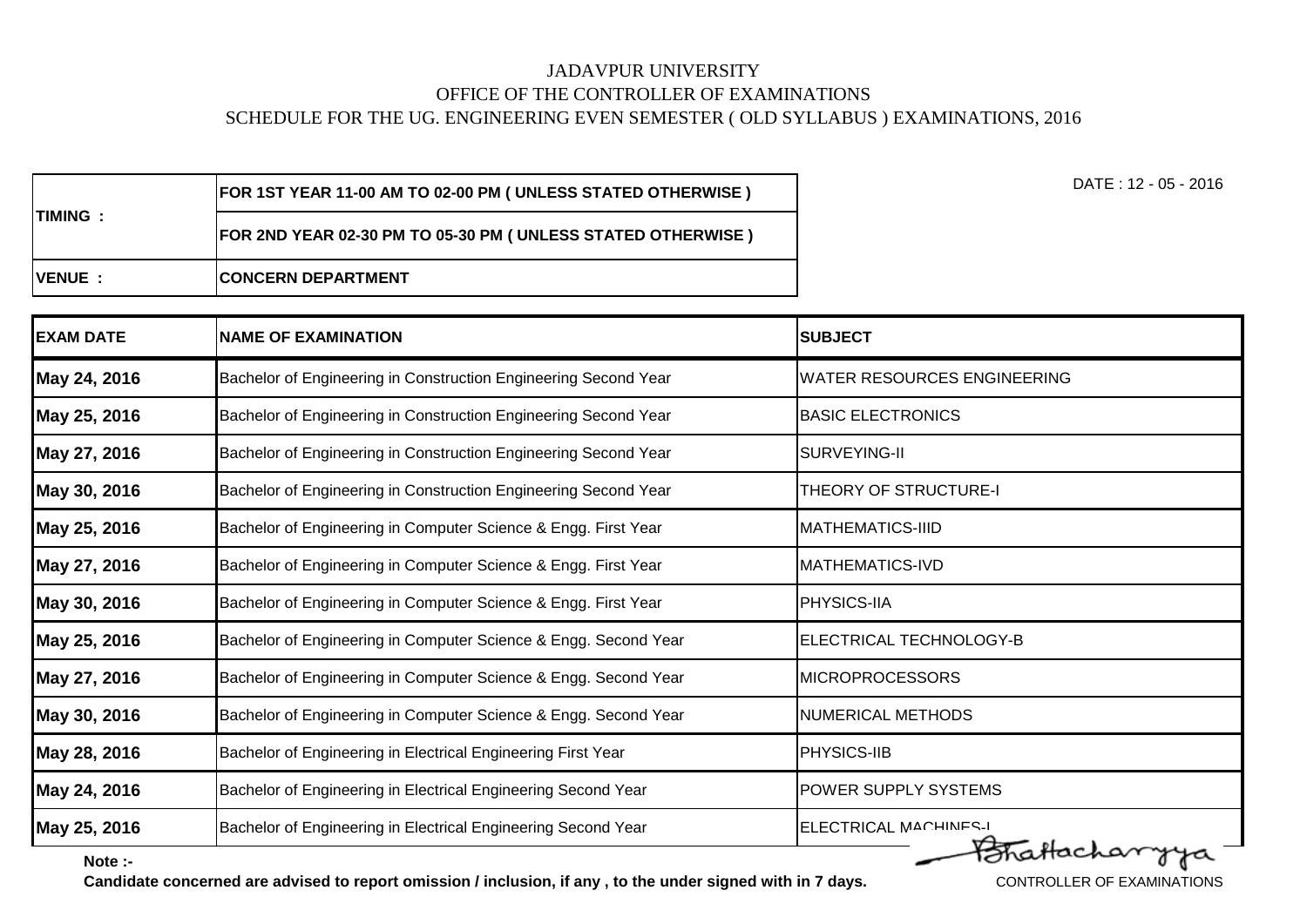JADAVPUR UNIVERSITY

OFFICE OF THE CONTROLLER OF EXAMINATIONS

SCHEDULE FOR THE UG. ENGINEERING EVEN SEMESTER ( OLD SYLLABUS ) EXAMINATIONS, 2016

DATE : 12 - 05 - 2016

| **TIMING :** | **FOR 1ST YEAR 11-00 AM TO 02-00 PM ( UNLESS STATED OTHERWISE )** |
|---|---|
| | **FOR 2ND YEAR 02-30 PM TO 05-30 PM ( UNLESS STATED OTHERWISE )** |
| **VENUE :** | **CONCERN DEPARTMENT** |

| EXAM DATE | NAME OF EXAMINATION | SUBJECT |
|---|---|---|
| **May 24, 2016** | Bachelor of Engineering in Construction Engineering Second Year | WATER RESOURCES ENGINEERING |
| **May 25, 2016** | Bachelor of Engineering in Construction Engineering Second Year | BASIC ELECTRONICS |
| **May 27, 2016** | Bachelor of Engineering in Construction Engineering Second Year | SURVEYING-II |
| **May 30, 2016** | Bachelor of Engineering in Construction Engineering Second Year | THEORY OF STRUCTURE-I |
| **May 25, 2016** | Bachelor of Engineering in Computer Science & Engg. First Year | MATHEMATICS-IIID |
| **May 27, 2016** | Bachelor of Engineering in Computer Science & Engg. First Year | MATHEMATICS-IVD |
| **May 30, 2016** | Bachelor of Engineering in Computer Science & Engg. First Year | PHYSICS-IIA |
| **May 25, 2016** | Bachelor of Engineering in Computer Science & Engg. Second Year | ELECTRICAL TECHNOLOGY-B |
| **May 27, 2016** | Bachelor of Engineering in Computer Science & Engg. Second Year | MICROPROCESSORS |
| **May 30, 2016** | Bachelor of Engineering in Computer Science & Engg. Second Year | NUMERICAL METHODS |
| **May 28, 2016** | Bachelor of Engineering in Electrical Engineering First Year | PHYSICS-IIB |
| **May 24, 2016** | Bachelor of Engineering in Electrical Engineering Second Year | POWER SUPPLY SYSTEMS |
| **May 25, 2016** | Bachelor of Engineering in Electrical Engineering Second Year | ELECTRICAL MACHINES-I |

**Note :-**

**Candidate concerned are advised to report omission / inclusion, if any , to the under signed with in 7 days.**

Bhattacharyya

CONTROLLER OF EXAMINATIONS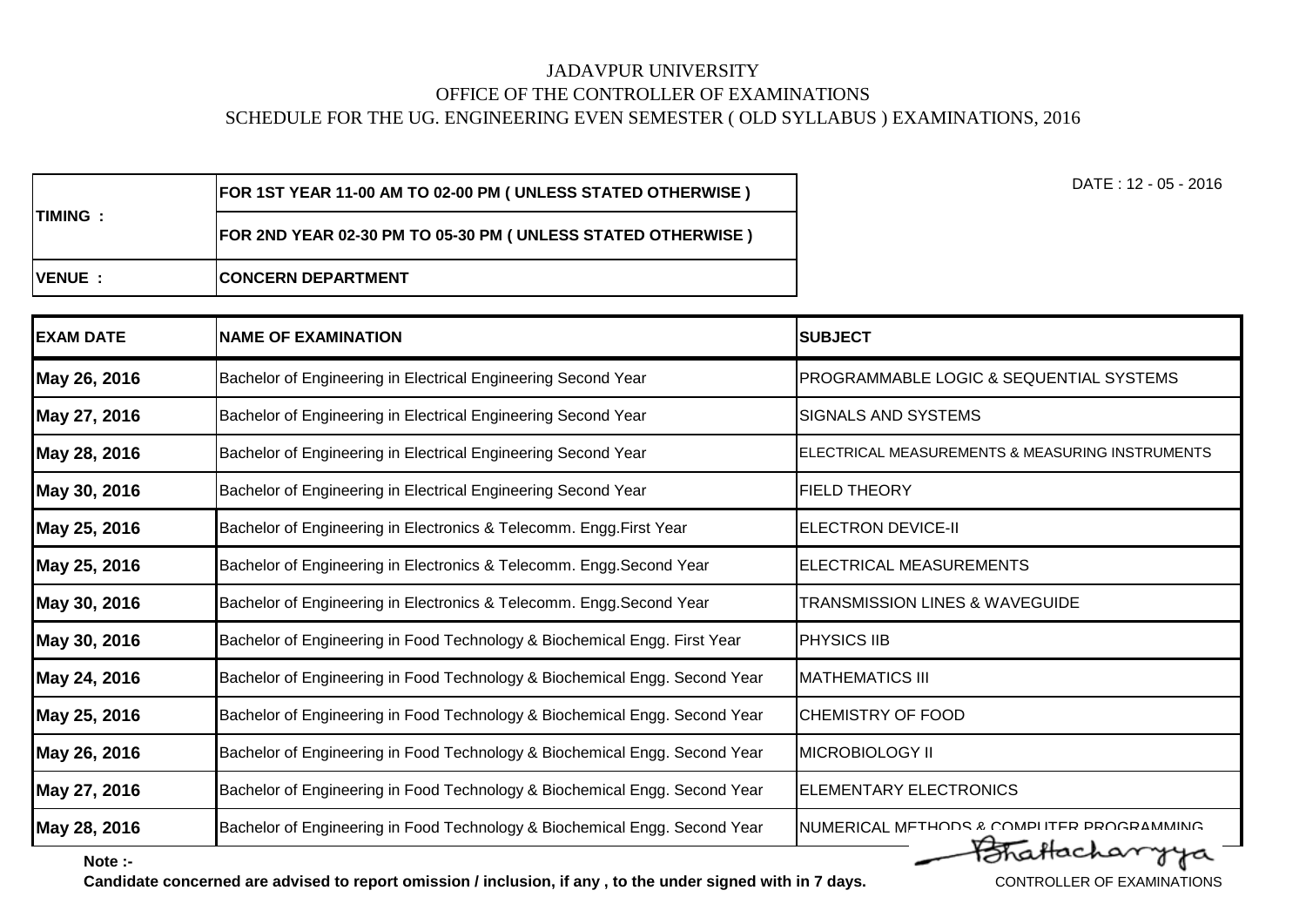JADAVPUR UNIVERSITY

OFFICE OF THE CONTROLLER OF EXAMINATIONS

SCHEDULE FOR THE UG. ENGINEERING EVEN SEMESTER ( OLD SYLLABUS ) EXAMINATIONS, 2016

DATE : 12 - 05 - 2016

| | |
|---|---|
| **TIMING :** | **FOR 1ST YEAR 11-00 AM TO 02-00 PM ( UNLESS STATED OTHERWISE )** |
| | **FOR 2ND YEAR 02-30 PM TO 05-30 PM ( UNLESS STATED OTHERWISE )** |
| **VENUE :** | **CONCERN DEPARTMENT** |

| EXAM DATE | NAME OF EXAMINATION | SUBJECT |
|---|---|---|
| **May 26, 2016** | Bachelor of Engineering in Electrical Engineering Second Year | PROGRAMMABLE LOGIC & SEQUENTIAL SYSTEMS |
| **May 27, 2016** | Bachelor of Engineering in Electrical Engineering Second Year | SIGNALS AND SYSTEMS |
| **May 28, 2016** | Bachelor of Engineering in Electrical Engineering Second Year | ELECTRICAL MEASUREMENTS & MEASURING INSTRUMENTS |
| **May 30, 2016** | Bachelor of Engineering in Electrical Engineering Second Year | FIELD THEORY |
| **May 25, 2016** | Bachelor of Engineering in Electronics & Telecomm. Engg.First Year | ELECTRON DEVICE-II |
| **May 25, 2016** | Bachelor of Engineering in Electronics & Telecomm. Engg.Second Year | ELECTRICAL MEASUREMENTS |
| **May 30, 2016** | Bachelor of Engineering in Electronics & Telecomm. Engg.Second Year | TRANSMISSION LINES & WAVEGUIDE |
| **May 30, 2016** | Bachelor of Engineering in Food Technology & Biochemical Engg. First Year | PHYSICS IIB |
| **May 24, 2016** | Bachelor of Engineering in Food Technology & Biochemical Engg. Second Year | MATHEMATICS III |
| **May 25, 2016** | Bachelor of Engineering in Food Technology & Biochemical Engg. Second Year | CHEMISTRY OF FOOD |
| **May 26, 2016** | Bachelor of Engineering in Food Technology & Biochemical Engg. Second Year | MICROBIOLOGY II |
| **May 27, 2016** | Bachelor of Engineering in Food Technology & Biochemical Engg. Second Year | ELEMENTARY ELECTRONICS |
| **May 28, 2016** | Bachelor of Engineering in Food Technology & Biochemical Engg. Second Year | NUMERICAL METHODS & COMPUTER PROGRAMMING |

**Note :-**

**Candidate concerned are advised to report omission / inclusion, if any , to the under signed with in 7 days.**

Bhattacharyya

CONTROLLER OF EXAMINATIONS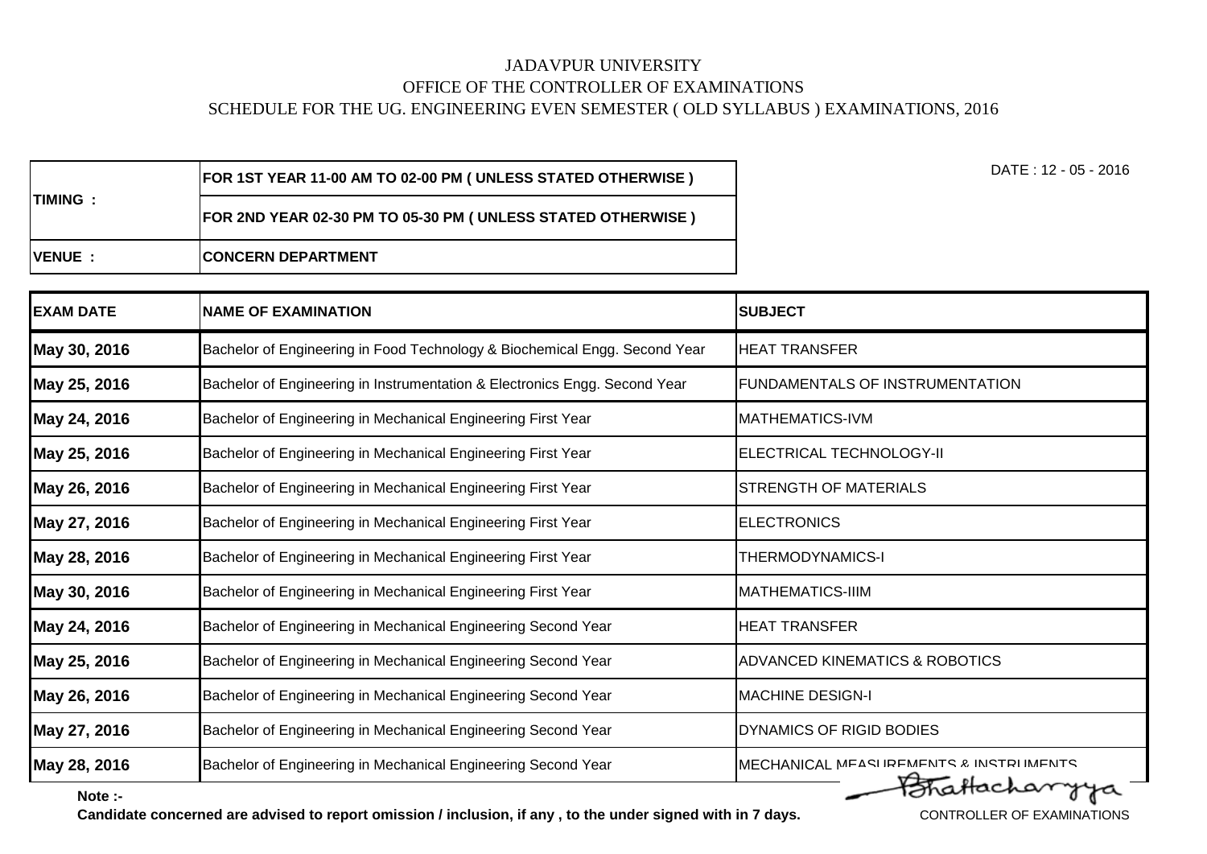JADAVPUR UNIVERSITY

OFFICE OF THE CONTROLLER OF EXAMINATIONS

SCHEDULE FOR THE UG. ENGINEERING EVEN SEMESTER ( OLD SYLLABUS ) EXAMINATIONS, 2016

DATE : 12 - 05 - 2016

| | |
|---|---|
| **TIMING :** | **FOR 1ST YEAR 11-00 AM TO 02-00 PM ( UNLESS STATED OTHERWISE )** |
| | **FOR 2ND YEAR 02-30 PM TO 05-30 PM ( UNLESS STATED OTHERWISE )** |
| **VENUE :** | **CONCERN DEPARTMENT** |

| EXAM DATE | NAME OF EXAMINATION | SUBJECT |
|---|---|---|
| **May 30, 2016** | Bachelor of Engineering in Food Technology & Biochemical Engg. Second Year | HEAT TRANSFER |
| **May 25, 2016** | Bachelor of Engineering in Instrumentation & Electronics Engg. Second Year | FUNDAMENTALS OF INSTRUMENTATION |
| **May 24, 2016** | Bachelor of Engineering in Mechanical Engineering First Year | MATHEMATICS-IVM |
| **May 25, 2016** | Bachelor of Engineering in Mechanical Engineering First Year | ELECTRICAL TECHNOLOGY-II |
| **May 26, 2016** | Bachelor of Engineering in Mechanical Engineering First Year | STRENGTH OF MATERIALS |
| **May 27, 2016** | Bachelor of Engineering in Mechanical Engineering First Year | ELECTRONICS |
| **May 28, 2016** | Bachelor of Engineering in Mechanical Engineering First Year | THERMODYNAMICS-I |
| **May 30, 2016** | Bachelor of Engineering in Mechanical Engineering First Year | MATHEMATICS-IIIM |
| **May 24, 2016** | Bachelor of Engineering in Mechanical Engineering Second Year | HEAT TRANSFER |
| **May 25, 2016** | Bachelor of Engineering in Mechanical Engineering Second Year | ADVANCED KINEMATICS & ROBOTICS |
| **May 26, 2016** | Bachelor of Engineering in Mechanical Engineering Second Year | MACHINE DESIGN-I |
| **May 27, 2016** | Bachelor of Engineering in Mechanical Engineering Second Year | DYNAMICS OF RIGID BODIES |
| **May 28, 2016** | Bachelor of Engineering in Mechanical Engineering Second Year | MECHANICAL MEASUREMENTS & INSTRUMENTS |

**Note :-**

**Candidate concerned are advised to report omission / inclusion, if any , to the under signed with in 7 days.**

Bhattacharyya

CONTROLLER OF EXAMINATIONS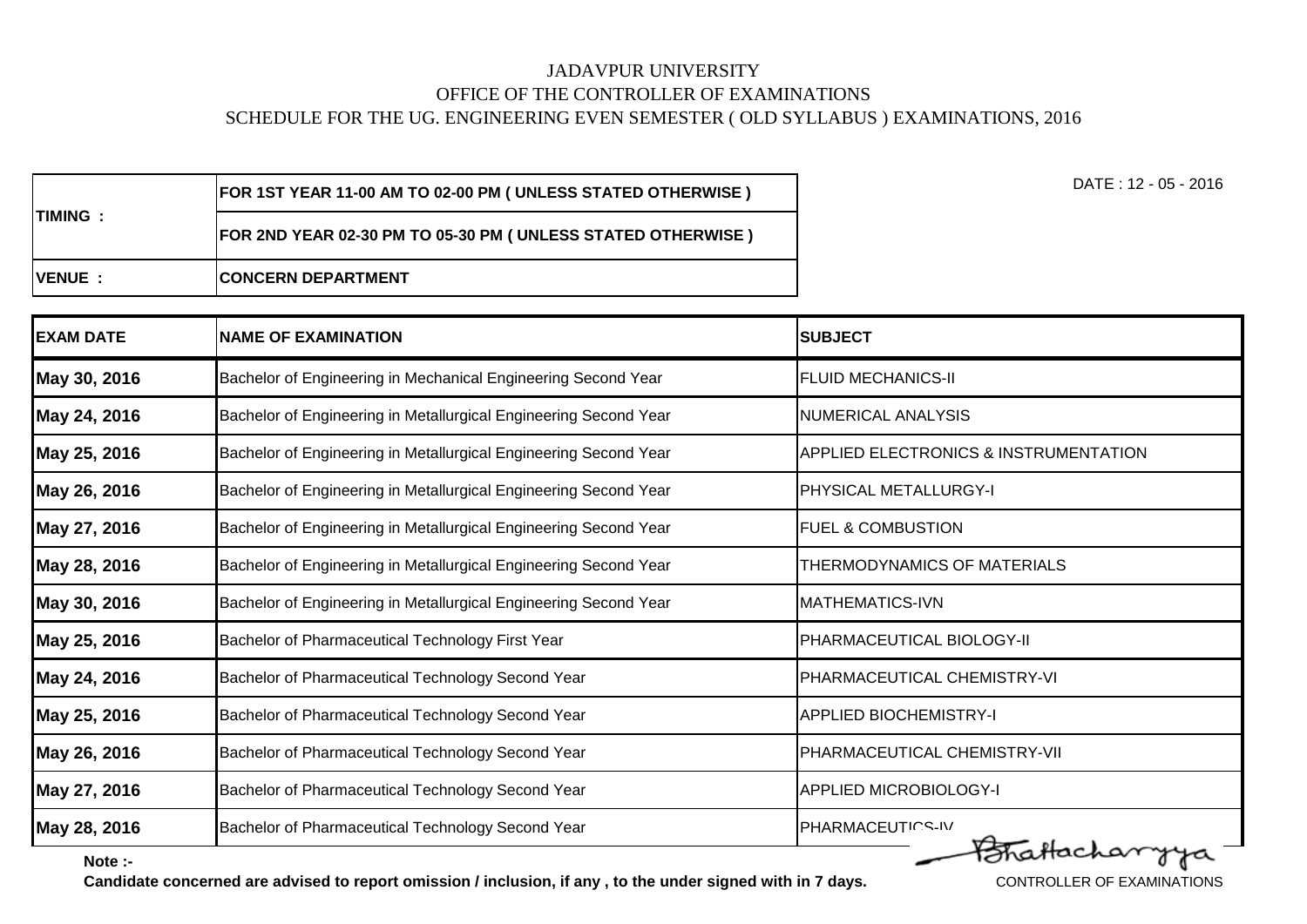# JADAVPUR UNIVERSITY

## OFFICE OF THE CONTROLLER OF EXAMINATIONS

### SCHEDULE FOR THE UG. ENGINEERING EVEN SEMESTER ( OLD SYLLABUS ) EXAMINATIONS, 2016

DATE : 12 - 05 - 2016

| | |
|---|---|
| **TIMING :** | **FOR 1ST YEAR 11-00 AM TO 02-00 PM ( UNLESS STATED OTHERWISE )** |
| | **FOR 2ND YEAR 02-30 PM TO 05-30 PM ( UNLESS STATED OTHERWISE )** |
| **VENUE :** | **CONCERN DEPARTMENT** |

| EXAM DATE | NAME OF EXAMINATION | SUBJECT |
|---|---|---|
| **May 30, 2016** | Bachelor of Engineering in Mechanical Engineering Second Year | FLUID MECHANICS-II |
| **May 24, 2016** | Bachelor of Engineering in Metallurgical Engineering Second Year | NUMERICAL ANALYSIS |
| **May 25, 2016** | Bachelor of Engineering in Metallurgical Engineering Second Year | APPLIED ELECTRONICS & INSTRUMENTATION |
| **May 26, 2016** | Bachelor of Engineering in Metallurgical Engineering Second Year | PHYSICAL METALLURGY-I |
| **May 27, 2016** | Bachelor of Engineering in Metallurgical Engineering Second Year | FUEL & COMBUSTION |
| **May 28, 2016** | Bachelor of Engineering in Metallurgical Engineering Second Year | THERMODYNAMICS OF MATERIALS |
| **May 30, 2016** | Bachelor of Engineering in Metallurgical Engineering Second Year | MATHEMATICS-IVN |
| **May 25, 2016** | Bachelor of Pharmaceutical Technology First Year | PHARMACEUTICAL BIOLOGY-II |
| **May 24, 2016** | Bachelor of Pharmaceutical Technology Second Year | PHARMACEUTICAL CHEMISTRY-VI |
| **May 25, 2016** | Bachelor of Pharmaceutical Technology Second Year | APPLIED BIOCHEMISTRY-I |
| **May 26, 2016** | Bachelor of Pharmaceutical Technology Second Year | PHARMACEUTICAL CHEMISTRY-VII |
| **May 27, 2016** | Bachelor of Pharmaceutical Technology Second Year | APPLIED MICROBIOLOGY-I |
| **May 28, 2016** | Bachelor of Pharmaceutical Technology Second Year | PHARMACEUTICS-IV |

**Note :-**

**Candidate concerned are advised to report omission / inclusion, if any , to the under signed with in 7 days.**

Bhattacharyya

CONTROLLER OF EXAMINATIONS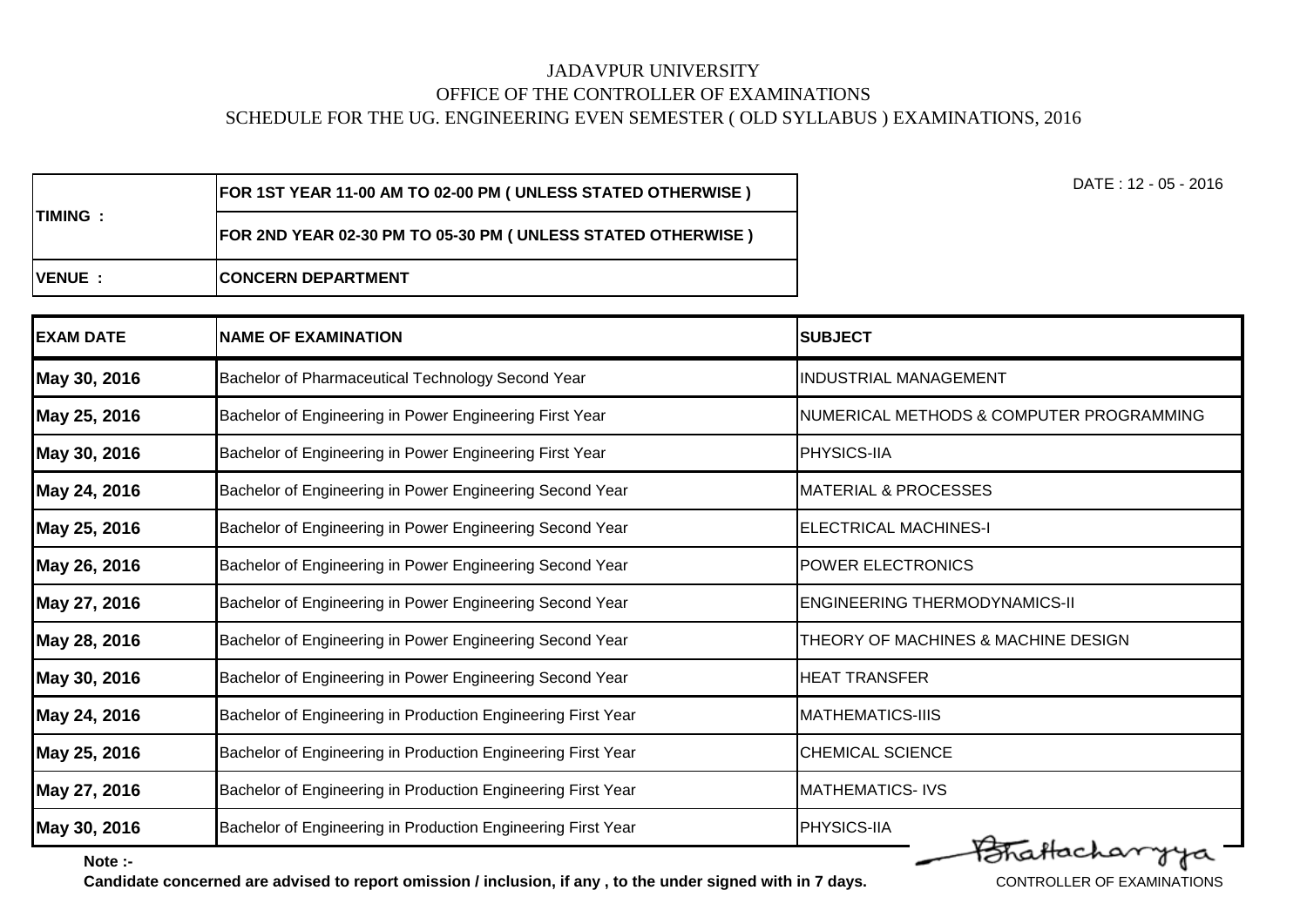# JADAVPUR UNIVERSITY

## OFFICE OF THE CONTROLLER OF EXAMINATIONS

### SCHEDULE FOR THE UG. ENGINEERING EVEN SEMESTER ( OLD SYLLABUS ) EXAMINATIONS, 2016

DATE : 12 - 05 - 2016

| | |
|---|---|
| **TIMING :** | **FOR 1ST YEAR 11-00 AM TO 02-00 PM ( UNLESS STATED OTHERWISE )** |
| | **FOR 2ND YEAR 02-30 PM TO 05-30 PM ( UNLESS STATED OTHERWISE )** |
| **VENUE :** | **CONCERN DEPARTMENT** |

| EXAM DATE | NAME OF EXAMINATION | SUBJECT |
|---|---|---|
| **May 30, 2016** | Bachelor of Pharmaceutical Technology Second Year | INDUSTRIAL MANAGEMENT |
| **May 25, 2016** | Bachelor of Engineering in Power Engineering First Year | NUMERICAL METHODS & COMPUTER PROGRAMMING |
| **May 30, 2016** | Bachelor of Engineering in Power Engineering First Year | PHYSICS-IIA |
| **May 24, 2016** | Bachelor of Engineering in Power Engineering Second Year | MATERIAL & PROCESSES |
| **May 25, 2016** | Bachelor of Engineering in Power Engineering Second Year | ELECTRICAL MACHINES-I |
| **May 26, 2016** | Bachelor of Engineering in Power Engineering Second Year | POWER ELECTRONICS |
| **May 27, 2016** | Bachelor of Engineering in Power Engineering Second Year | ENGINEERING THERMODYNAMICS-II |
| **May 28, 2016** | Bachelor of Engineering in Power Engineering Second Year | THEORY OF MACHINES & MACHINE DESIGN |
| **May 30, 2016** | Bachelor of Engineering in Power Engineering Second Year | HEAT TRANSFER |
| **May 24, 2016** | Bachelor of Engineering in Production Engineering First Year | MATHEMATICS-IIIS |
| **May 25, 2016** | Bachelor of Engineering in Production Engineering First Year | CHEMICAL SCIENCE |
| **May 27, 2016** | Bachelor of Engineering in Production Engineering First Year | MATHEMATICS- IVS |
| **May 30, 2016** | Bachelor of Engineering in Production Engineering First Year | PHYSICS-IIA |

**Note :-**

**Candidate concerned are advised to report omission / inclusion, if any , to the under signed with in 7 days.**

Bhattacharyya

CONTROLLER OF EXAMINATIONS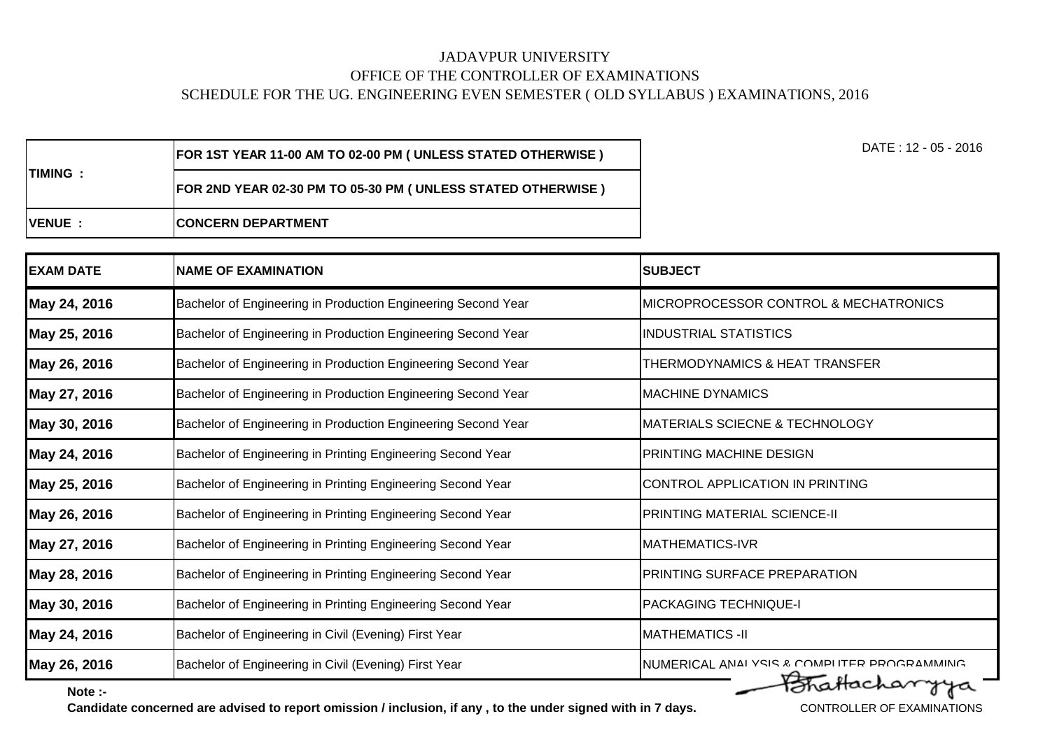JADAVPUR UNIVERSITY
OFFICE OF THE CONTROLLER OF EXAMINATIONS
SCHEDULE FOR THE UG. ENGINEERING EVEN SEMESTER ( OLD SYLLABUS ) EXAMINATIONS, 2016

DATE : 12 - 05 - 2016

| | |
|---|---|
| **TIMING :** | **FOR 1ST YEAR 11-00 AM TO 02-00 PM ( UNLESS STATED OTHERWISE )** |
| | **FOR 2ND YEAR 02-30 PM TO 05-30 PM ( UNLESS STATED OTHERWISE )** |
| **VENUE :** | **CONCERN DEPARTMENT** |

| EXAM DATE | NAME OF EXAMINATION | SUBJECT |
|---|---|---|
| **May 24, 2016** | Bachelor of Engineering in Production Engineering Second Year | MICROPROCESSOR CONTROL & MECHATRONICS |
| **May 25, 2016** | Bachelor of Engineering in Production Engineering Second Year | INDUSTRIAL STATISTICS |
| **May 26, 2016** | Bachelor of Engineering in Production Engineering Second Year | THERMODYNAMICS & HEAT TRANSFER |
| **May 27, 2016** | Bachelor of Engineering in Production Engineering Second Year | MACHINE DYNAMICS |
| **May 30, 2016** | Bachelor of Engineering in Production Engineering Second Year | MATERIALS SCIECNE & TECHNOLOGY |
| **May 24, 2016** | Bachelor of Engineering in Printing Engineering Second Year | PRINTING MACHINE DESIGN |
| **May 25, 2016** | Bachelor of Engineering in Printing Engineering Second Year | CONTROL APPLICATION IN PRINTING |
| **May 26, 2016** | Bachelor of Engineering in Printing Engineering Second Year | PRINTING MATERIAL SCIENCE-II |
| **May 27, 2016** | Bachelor of Engineering in Printing Engineering Second Year | MATHEMATICS-IVR |
| **May 28, 2016** | Bachelor of Engineering in Printing Engineering Second Year | PRINTING SURFACE PREPARATION |
| **May 30, 2016** | Bachelor of Engineering in Printing Engineering Second Year | PACKAGING TECHNIQUE-I |
| **May 24, 2016** | Bachelor of Engineering in Civil (Evening) First Year | MATHEMATICS -II |
| **May 26, 2016** | Bachelor of Engineering in Civil (Evening) First Year | NUMERICAL ANALYSIS & COMPUTER PROGRAMMING |

**Note :-**

**Candidate concerned are advised to report omission / inclusion, if any , to the under signed with in 7 days.**

Bhattacharyya
CONTROLLER OF EXAMINATIONS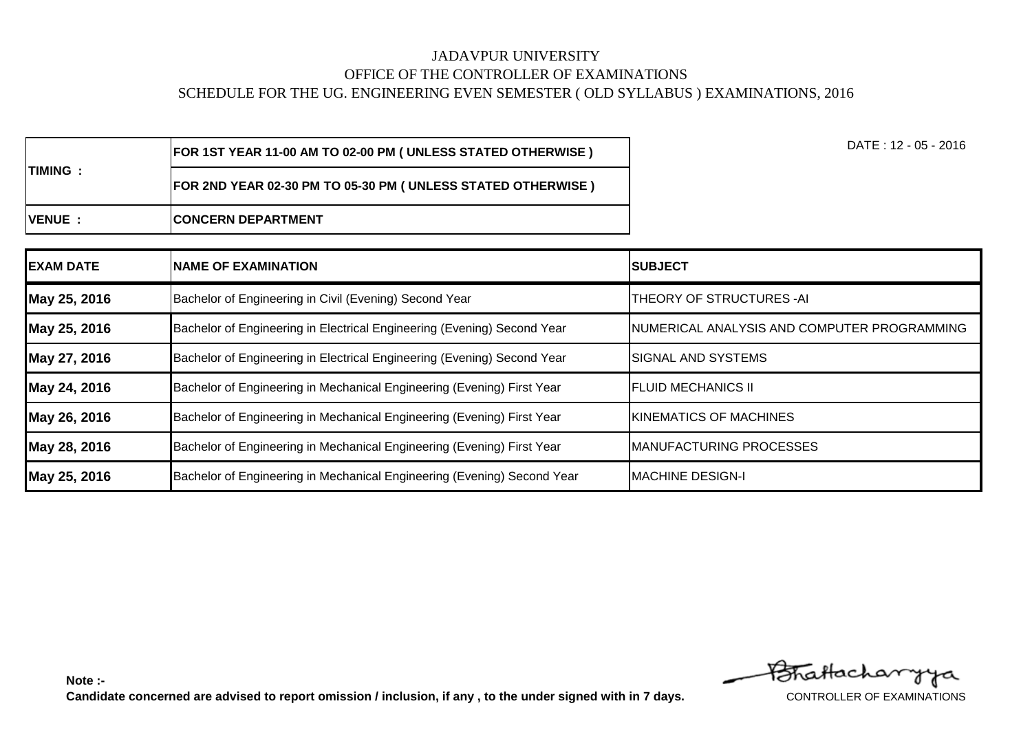# JADAVPUR UNIVERSITY
## OFFICE OF THE CONTROLLER OF EXAMINATIONS
### SCHEDULE FOR THE UG. ENGINEERING EVEN SEMESTER ( OLD SYLLABUS ) EXAMINATIONS, 2016

DATE : 12 - 05 - 2016

| | |
|---|---|
| **TIMING :** | **FOR 1ST YEAR 11-00 AM TO 02-00 PM ( UNLESS STATED OTHERWISE )** |
| | **FOR 2ND YEAR 02-30 PM TO 05-30 PM ( UNLESS STATED OTHERWISE )** |
| **VENUE :** | **CONCERN DEPARTMENT** |

| EXAM DATE | NAME OF EXAMINATION | SUBJECT |
|---|---|---|
| **May 25, 2016** | Bachelor of Engineering in Civil (Evening) Second Year | THEORY OF STRUCTURES -AI |
| **May 25, 2016** | Bachelor of Engineering in Electrical Engineering (Evening) Second Year | NUMERICAL ANALYSIS AND COMPUTER PROGRAMMING |
| **May 27, 2016** | Bachelor of Engineering in Electrical Engineering (Evening) Second Year | SIGNAL AND SYSTEMS |
| **May 24, 2016** | Bachelor of Engineering in Mechanical Engineering (Evening) First Year | FLUID MECHANICS II |
| **May 26, 2016** | Bachelor of Engineering in Mechanical Engineering (Evening) First Year | KINEMATICS OF MACHINES |
| **May 28, 2016** | Bachelor of Engineering in Mechanical Engineering (Evening) First Year | MANUFACTURING PROCESSES |
| **May 25, 2016** | Bachelor of Engineering in Mechanical Engineering (Evening) Second Year | MACHINE DESIGN-I |

**Note :-**
**Candidate concerned are advised to report omission / inclusion, if any , to the under signed with in 7 days.**

Bhattacharyya
CONTROLLER OF EXAMINATIONS